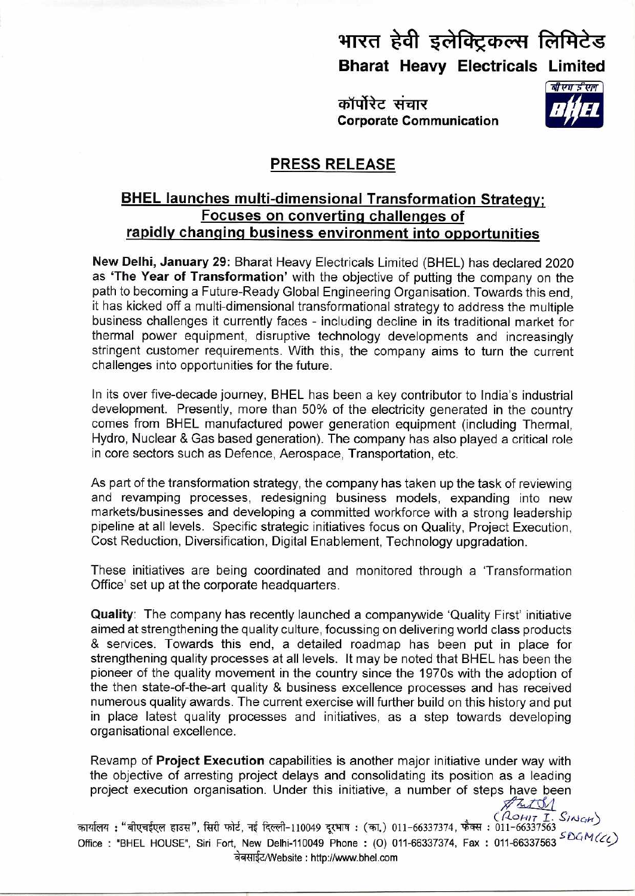# भारत हेवी इलेक्ट्रिकल्स लिमिटेड
## Bharat Heavy Electricals Limited

कॉर्पोरेट संचार
**Corporate Communication**

## PRESS RELEASE

### BHEL launches multi-dimensional Transformation Strategy; Focuses on converting challenges of rapidly changing business environment into opportunities

**New Delhi, January 29:** Bharat Heavy Electricals Limited (BHEL) has declared 2020 as **'The Year of Transformation'** with the objective of putting the company on the path to becoming a Future-Ready Global Engineering Organisation. Towards this end, it has kicked off a multi-dimensional transformational strategy to address the multiple business challenges it currently faces - including decline in its traditional market for thermal power equipment, disruptive technology developments and increasingly stringent customer requirements. With this, the company aims to turn the current challenges into opportunities for the future.

In its over five-decade journey, BHEL has been a key contributor to India's industrial development. Presently, more than 50% of the electricity generated in the country comes from BHEL manufactured power generation equipment (including Thermal, Hydro, Nuclear & Gas based generation). The company has also played a critical role in core sectors such as Defence, Aerospace, Transportation, etc.

As part of the transformation strategy, the company has taken up the task of reviewing and revamping processes, redesigning business models, expanding into new markets/businesses and developing a committed workforce with a strong leadership pipeline at all levels. Specific strategic initiatives focus on Quality, Project Execution, Cost Reduction, Diversification, Digital Enablement, Technology upgradation.

These initiatives are being coordinated and monitored through a 'Transformation Office' set up at the corporate headquarters.

**Quality**: The company has recently launched a companywide 'Quality First' initiative aimed at strengthening the quality culture, focussing on delivering world class products & services. Towards this end, a detailed roadmap has been put in place for strengthening quality processes at all levels. It may be noted that BHEL has been the pioneer of the quality movement in the country since the 1970s with the adoption of the then state-of-the-art quality & business excellence processes and has received numerous quality awards. The current exercise will further build on this history and put in place latest quality processes and initiatives, as a step towards developing organisational excellence.

Revamp of **Project Execution** capabilities is another major initiative under way with the objective of arresting project delays and consolidating its position as a leading project execution organisation. Under this initiative, a number of steps have been

(Rohit I. Singh)
SDGM(CC)

कार्यालय : "बीएचईएल हाउस", सिरी फोर्ट, नई दिल्ली-110049 दूरभाष : (का.) 011-66337374, फैक्स : 011-66337563
Office : "BHEL HOUSE", Siri Fort, New Delhi-110049 Phone : (O) 011-66337374, Fax : 011-66337563
वेबसाईट/Website : http://www.bhel.com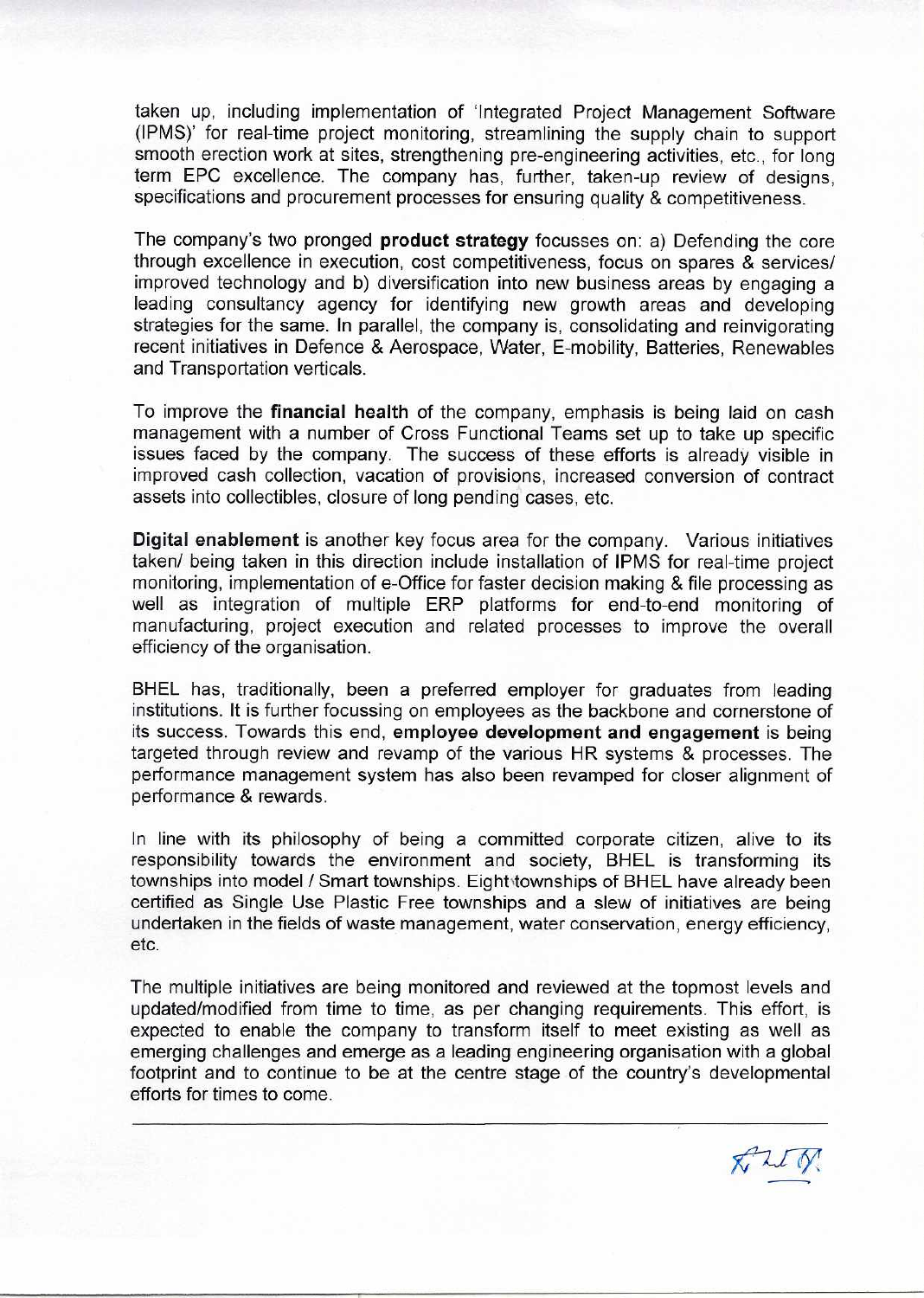taken up, including implementation of 'Integrated Project Management Software (IPMS)' for real-time project monitoring, streamlining the supply chain to support smooth erection work at sites, strengthening pre-engineering activities, etc., for long term EPC excellence. The company has, further, taken-up review of designs, specifications and procurement processes for ensuring quality & competitiveness.

The company's two pronged **product strategy** focusses on: a) Defending the core through excellence in execution, cost competitiveness, focus on spares & services/ improved technology and b) diversification into new business areas by engaging a leading consultancy agency for identifying new growth areas and developing strategies for the same. In parallel, the company is, consolidating and reinvigorating recent initiatives in Defence & Aerospace, Water, E-mobility, Batteries, Renewables and Transportation verticals.

To improve the **financial health** of the company, emphasis is being laid on cash management with a number of Cross Functional Teams set up to take up specific issues faced by the company. The success of these efforts is already visible in improved cash collection, vacation of provisions, increased conversion of contract assets into collectibles, closure of long pending cases, etc.

**Digital enablement** is another key focus area for the company. Various initiatives taken/ being taken in this direction include installation of IPMS for real-time project monitoring, implementation of e-Office for faster decision making & file processing as well as integration of multiple ERP platforms for end-to-end monitoring of manufacturing, project execution and related processes to improve the overall efficiency of the organisation.

BHEL has, traditionally, been a preferred employer for graduates from leading institutions. It is further focussing on employees as the backbone and cornerstone of its success. Towards this end, **employee development and engagement** is being targeted through review and revamp of the various HR systems & processes. The performance management system has also been revamped for closer alignment of performance & rewards.

In line with its philosophy of being a committed corporate citizen, alive to its responsibility towards the environment and society, BHEL is transforming its townships into model / Smart townships. Eight townships of BHEL have already been certified as Single Use Plastic Free townships and a slew of initiatives are being undertaken in the fields of waste management, water conservation, energy efficiency, etc.

The multiple initiatives are being monitored and reviewed at the topmost levels and updated/modified from time to time, as per changing requirements. This effort, is expected to enable the company to transform itself to meet existing as well as emerging challenges and emerge as a leading engineering organisation with a global footprint and to continue to be at the centre stage of the country's developmental efforts for times to come.